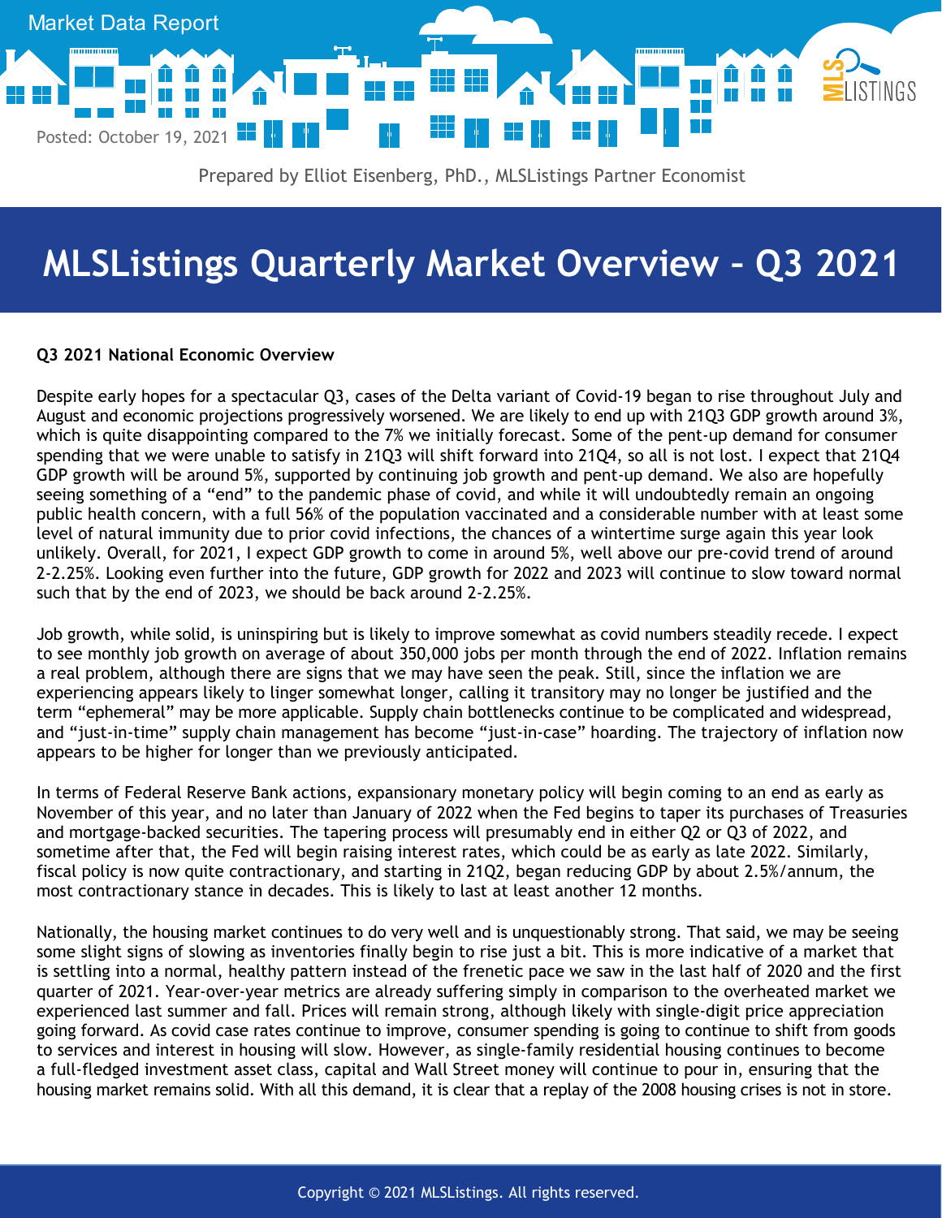Market Data Report

Posted: October 19, 2021

Prepared by Elliot Eisenberg, PhD., MLSListings Partner Economist

# MLSListings Quarterly Market Overview – Q3 2021

**Q3 2021 National Economic Overview**

Despite early hopes for a spectacular Q3, cases of the Delta variant of Covid-19 began to rise throughout July and August and economic projections progressively worsened. We are likely to end up with 21Q3 GDP growth around 3%, which is quite disappointing compared to the 7% we initially forecast. Some of the pent-up demand for consumer spending that we were unable to satisfy in 21Q3 will shift forward into 21Q4, so all is not lost. I expect that 21Q4 GDP growth will be around 5%, supported by continuing job growth and pent-up demand. We also are hopefully seeing something of a "end" to the pandemic phase of covid, and while it will undoubtedly remain an ongoing public health concern, with a full 56% of the population vaccinated and a considerable number with at least some level of natural immunity due to prior covid infections, the chances of a wintertime surge again this year look unlikely. Overall, for 2021, I expect GDP growth to come in around 5%, well above our pre-covid trend of around 2-2.25%. Looking even further into the future, GDP growth for 2022 and 2023 will continue to slow toward normal such that by the end of 2023, we should be back around 2-2.25%.

Job growth, while solid, is uninspiring but is likely to improve somewhat as covid numbers steadily recede. I expect to see monthly job growth on average of about 350,000 jobs per month through the end of 2022. Inflation remains a real problem, although there are signs that we may have seen the peak. Still, since the inflation we are experiencing appears likely to linger somewhat longer, calling it transitory may no longer be justified and the term "ephemeral" may be more applicable. Supply chain bottlenecks continue to be complicated and widespread, and "just-in-time" supply chain management has become "just-in-case" hoarding. The trajectory of inflation now appears to be higher for longer than we previously anticipated.

In terms of Federal Reserve Bank actions, expansionary monetary policy will begin coming to an end as early as November of this year, and no later than January of 2022 when the Fed begins to taper its purchases of Treasuries and mortgage-backed securities. The tapering process will presumably end in either Q2 or Q3 of 2022, and sometime after that, the Fed will begin raising interest rates, which could be as early as late 2022. Similarly, fiscal policy is now quite contractionary, and starting in 21Q2, began reducing GDP by about 2.5%/annum, the most contractionary stance in decades. This is likely to last at least another 12 months.

Nationally, the housing market continues to do very well and is unquestionably strong. That said, we may be seeing some slight signs of slowing as inventories finally begin to rise just a bit. This is more indicative of a market that is settling into a normal, healthy pattern instead of the frenetic pace we saw in the last half of 2020 and the first quarter of 2021. Year-over-year metrics are already suffering simply in comparison to the overheated market we experienced last summer and fall. Prices will remain strong, although likely with single-digit price appreciation going forward. As covid case rates continue to improve, consumer spending is going to continue to shift from goods to services and interest in housing will slow. However, as single-family residential housing continues to become a full-fledged investment asset class, capital and Wall Street money will continue to pour in, ensuring that the housing market remains solid. With all this demand, it is clear that a replay of the 2008 housing crises is not in store.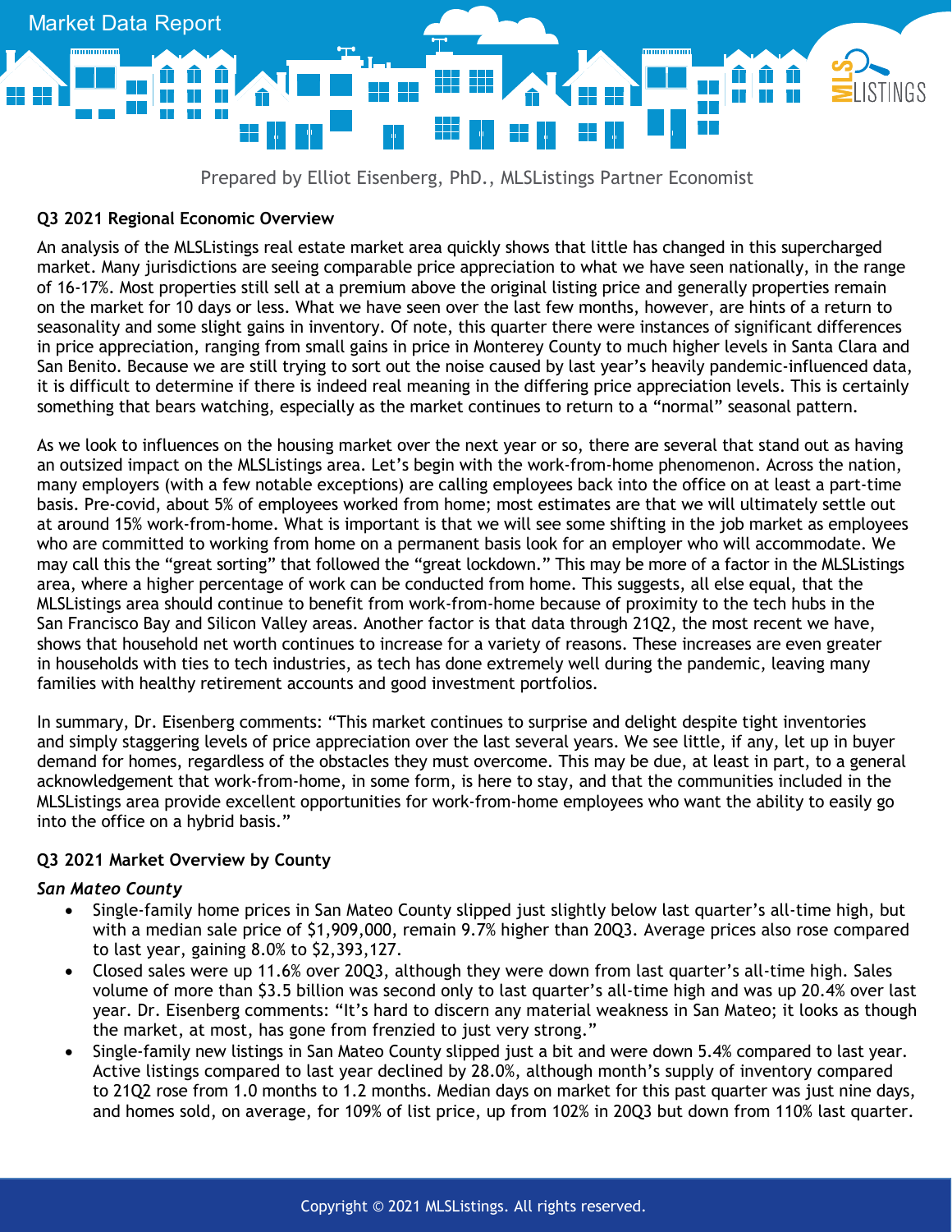Market Data Report

Prepared by Elliot Eisenberg, PhD., MLSListings Partner Economist

**Q3 2021 Regional Economic Overview**

An analysis of the MLSListings real estate market area quickly shows that little has changed in this supercharged market. Many jurisdictions are seeing comparable price appreciation to what we have seen nationally, in the range of 16-17%. Most properties still sell at a premium above the original listing price and generally properties remain on the market for 10 days or less. What we have seen over the last few months, however, are hints of a return to seasonality and some slight gains in inventory. Of note, this quarter there were instances of significant differences in price appreciation, ranging from small gains in price in Monterey County to much higher levels in Santa Clara and San Benito. Because we are still trying to sort out the noise caused by last year's heavily pandemic-influenced data, it is difficult to determine if there is indeed real meaning in the differing price appreciation levels. This is certainly something that bears watching, especially as the market continues to return to a "normal" seasonal pattern.

As we look to influences on the housing market over the next year or so, there are several that stand out as having an outsized impact on the MLSListings area. Let's begin with the work-from-home phenomenon. Across the nation, many employers (with a few notable exceptions) are calling employees back into the office on at least a part-time basis. Pre-covid, about 5% of employees worked from home; most estimates are that we will ultimately settle out at around 15% work-from-home. What is important is that we will see some shifting in the job market as employees who are committed to working from home on a permanent basis look for an employer who will accommodate. We may call this the "great sorting" that followed the "great lockdown." This may be more of a factor in the MLSListings area, where a higher percentage of work can be conducted from home. This suggests, all else equal, that the MLSListings area should continue to benefit from work-from-home because of proximity to the tech hubs in the San Francisco Bay and Silicon Valley areas. Another factor is that data through 21Q2, the most recent we have, shows that household net worth continues to increase for a variety of reasons. These increases are even greater in households with ties to tech industries, as tech has done extremely well during the pandemic, leaving many families with healthy retirement accounts and good investment portfolios.

In summary, Dr. Eisenberg comments: "This market continues to surprise and delight despite tight inventories and simply staggering levels of price appreciation over the last several years. We see little, if any, let up in buyer demand for homes, regardless of the obstacles they must overcome. This may be due, at least in part, to a general acknowledgement that work-from-home, in some form, is here to stay, and that the communities included in the MLSListings area provide excellent opportunities for work-from-home employees who want the ability to easily go into the office on a hybrid basis."

**Q3 2021 Market Overview by County**

*San Mateo County*

- Single-family home prices in San Mateo County slipped just slightly below last quarter's all-time high, but with a median sale price of $1,909,000, remain 9.7% higher than 20Q3. Average prices also rose compared to last year, gaining 8.0% to $2,393,127.
- Closed sales were up 11.6% over 20Q3, although they were down from last quarter's all-time high. Sales volume of more than $3.5 billion was second only to last quarter's all-time high and was up 20.4% over last year. Dr. Eisenberg comments: "It's hard to discern any material weakness in San Mateo; it looks as though the market, at most, has gone from frenzied to just very strong."
- Single-family new listings in San Mateo County slipped just a bit and were down 5.4% compared to last year. Active listings compared to last year declined by 28.0%, although month's supply of inventory compared to 21Q2 rose from 1.0 months to 1.2 months. Median days on market for this past quarter was just nine days, and homes sold, on average, for 109% of list price, up from 102% in 20Q3 but down from 110% last quarter.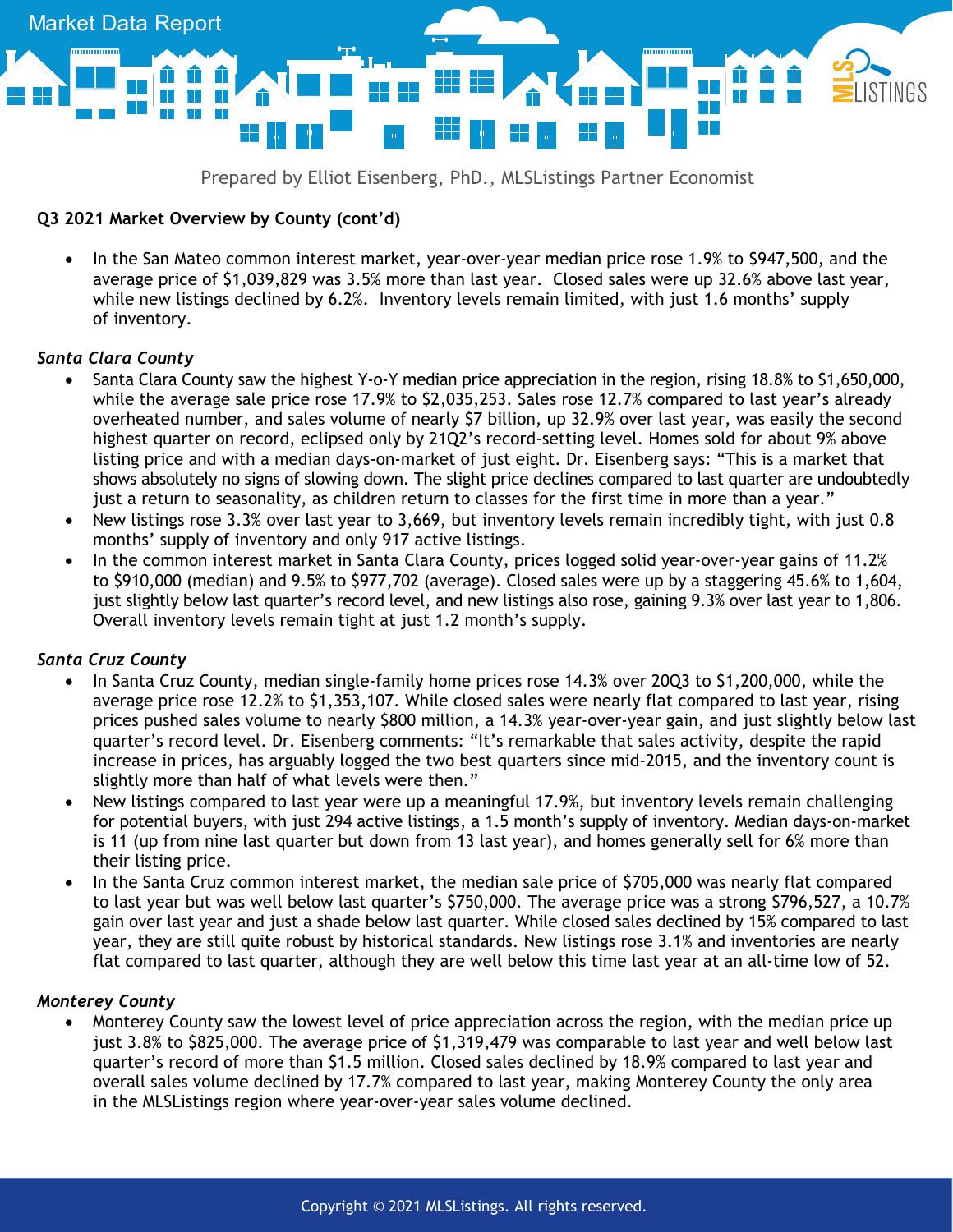Prepared by Elliot Eisenberg, PhD., MLSListings Partner Economist

**Q3 2021 Market Overview by County (cont'd)**

- In the San Mateo common interest market, year-over-year median price rose 1.9% to $947,500, and the average price of $1,039,829 was 3.5% more than last year. Closed sales were up 32.6% above last year, while new listings declined by 6.2%. Inventory levels remain limited, with just 1.6 months' supply of inventory.

*Santa Clara County*

- Santa Clara County saw the highest Y-o-Y median price appreciation in the region, rising 18.8% to $1,650,000, while the average sale price rose 17.9% to $2,035,253. Sales rose 12.7% compared to last year's already overheated number, and sales volume of nearly $7 billion, up 32.9% over last year, was easily the second highest quarter on record, eclipsed only by 21Q2's record-setting level. Homes sold for about 9% above listing price and with a median days-on-market of just eight. Dr. Eisenberg says: "This is a market that shows absolutely no signs of slowing down. The slight price declines compared to last quarter are undoubtedly just a return to seasonality, as children return to classes for the first time in more than a year."
- New listings rose 3.3% over last year to 3,669, but inventory levels remain incredibly tight, with just 0.8 months' supply of inventory and only 917 active listings.
- In the common interest market in Santa Clara County, prices logged solid year-over-year gains of 11.2% to $910,000 (median) and 9.5% to $977,702 (average). Closed sales were up by a staggering 45.6% to 1,604, just slightly below last quarter's record level, and new listings also rose, gaining 9.3% over last year to 1,806. Overall inventory levels remain tight at just 1.2 month's supply.

*Santa Cruz County*

- In Santa Cruz County, median single-family home prices rose 14.3% over 20Q3 to $1,200,000, while the average price rose 12.2% to $1,353,107. While closed sales were nearly flat compared to last year, rising prices pushed sales volume to nearly $800 million, a 14.3% year-over-year gain, and just slightly below last quarter's record level. Dr. Eisenberg comments: "It's remarkable that sales activity, despite the rapid increase in prices, has arguably logged the two best quarters since mid-2015, and the inventory count is slightly more than half of what levels were then."
- New listings compared to last year were up a meaningful 17.9%, but inventory levels remain challenging for potential buyers, with just 294 active listings, a 1.5 month's supply of inventory. Median days-on-market is 11 (up from nine last quarter but down from 13 last year), and homes generally sell for 6% more than their listing price.
- In the Santa Cruz common interest market, the median sale price of $705,000 was nearly flat compared to last year but was well below last quarter's $750,000. The average price was a strong $796,527, a 10.7% gain over last year and just a shade below last quarter. While closed sales declined by 15% compared to last year, they are still quite robust by historical standards. New listings rose 3.1% and inventories are nearly flat compared to last quarter, although they are well below this time last year at an all-time low of 52.

*Monterey County*

- Monterey County saw the lowest level of price appreciation across the region, with the median price up just 3.8% to $825,000. The average price of $1,319,479 was comparable to last year and well below last quarter's record of more than $1.5 million. Closed sales declined by 18.9% compared to last year and overall sales volume declined by 17.7% compared to last year, making Monterey County the only area in the MLSListings region where year-over-year sales volume declined.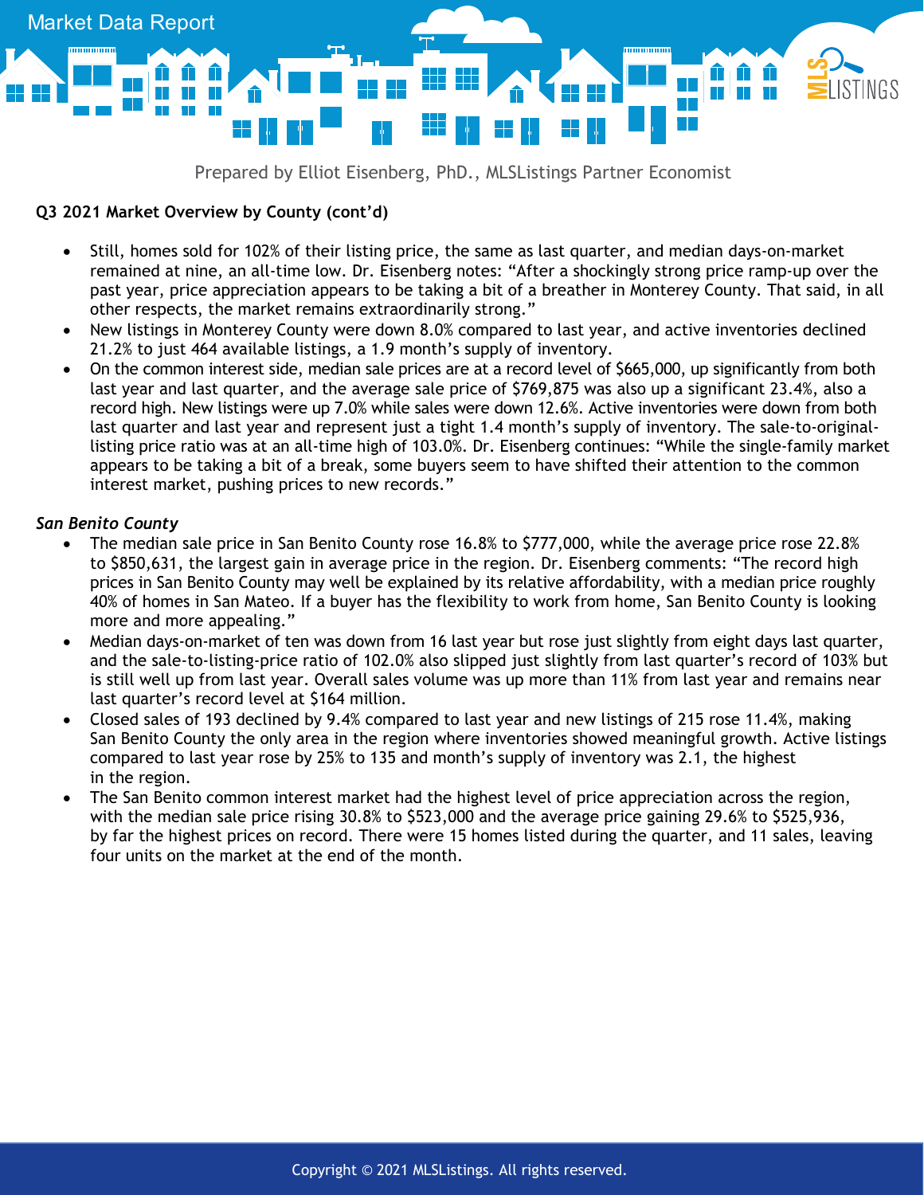## Q3 2021 Market Overview by County (cont'd)

- Still, homes sold for 102% of their listing price, the same as last quarter, and median days-on-market remained at nine, an all-time low. Dr. Eisenberg notes: "After a shockingly strong price ramp-up over the past year, price appreciation appears to be taking a bit of a breather in Monterey County. That said, in all other respects, the market remains extraordinarily strong."
- New listings in Monterey County were down 8.0% compared to last year, and active inventories declined 21.2% to just 464 available listings, a 1.9 month's supply of inventory.
- On the common interest side, median sale prices are at a record level of $665,000, up significantly from both last year and last quarter, and the average sale price of $769,875 was also up a significant 23.4%, also a record high. New listings were up 7.0% while sales were down 12.6%. Active inventories were down from both last quarter and last year and represent just a tight 1.4 month's supply of inventory. The sale-to-original-listing price ratio was at an all-time high of 103.0%. Dr. Eisenberg continues: "While the single-family market appears to be taking a bit of a break, some buyers seem to have shifted their attention to the common interest market, pushing prices to new records."

### *San Benito County*

- The median sale price in San Benito County rose 16.8% to $777,000, while the average price rose 22.8% to $850,631, the largest gain in average price in the region. Dr. Eisenberg comments: "The record high prices in San Benito County may well be explained by its relative affordability, with a median price roughly 40% of homes in San Mateo. If a buyer has the flexibility to work from home, San Benito County is looking more and more appealing."
- Median days-on-market of ten was down from 16 last year but rose just slightly from eight days last quarter, and the sale-to-listing-price ratio of 102.0% also slipped just slightly from last quarter's record of 103% but is still well up from last year. Overall sales volume was up more than 11% from last year and remains near last quarter's record level at $164 million.
- Closed sales of 193 declined by 9.4% compared to last year and new listings of 215 rose 11.4%, making San Benito County the only area in the region where inventories showed meaningful growth. Active listings compared to last year rose by 25% to 135 and month's supply of inventory was 2.1, the highest in the region.
- The San Benito common interest market had the highest level of price appreciation across the region, with the median sale price rising 30.8% to $523,000 and the average price gaining 29.6% to $525,936, by far the highest prices on record. There were 15 homes listed during the quarter, and 11 sales, leaving four units on the market at the end of the month.